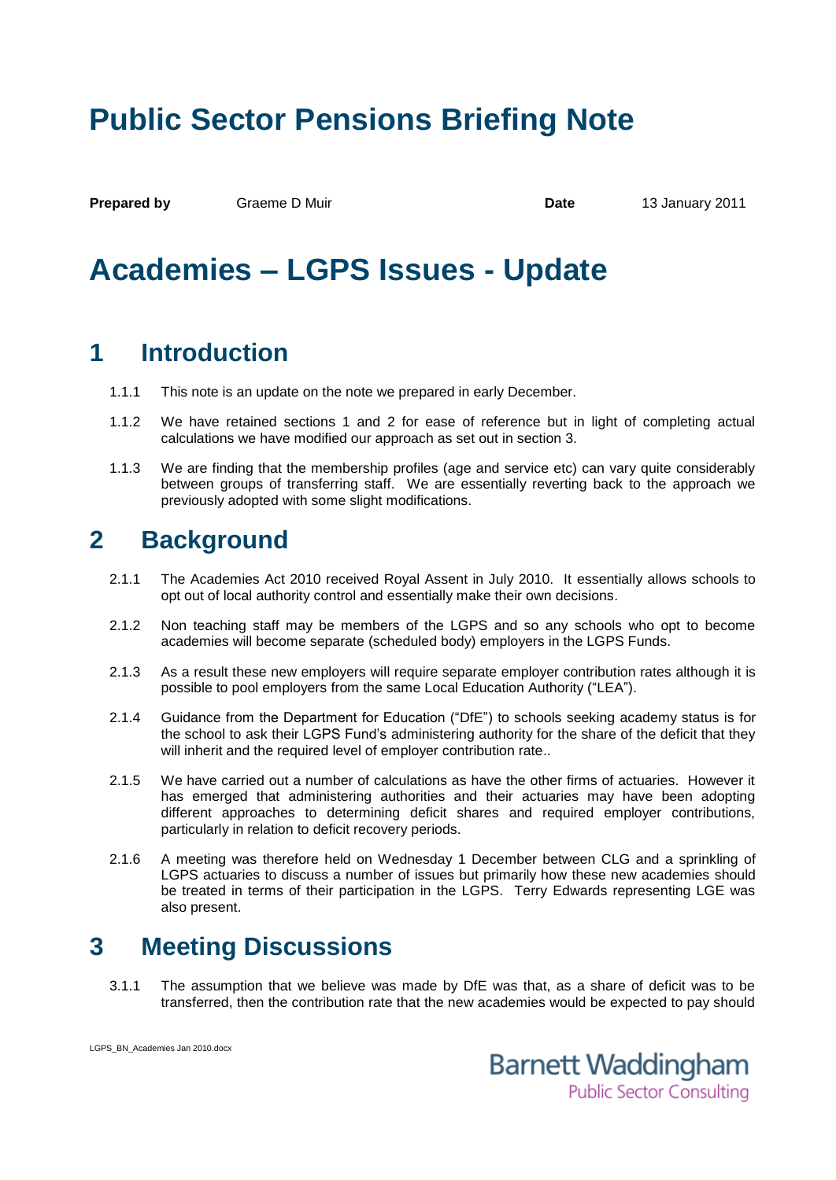# Public Sector Pensions Briefing Note

**Prepared by** Graeme D Muir **Date** 13 January 2011

# Academies – LGPS Issues - Update

## 1 Introduction

1.1.1 This note is an update on the note we prepared in early December.

1.1.2 We have retained sections 1 and 2 for ease of reference but in light of completing actual calculations we have modified our approach as set out in section 3.

1.1.3 We are finding that the membership profiles (age and service etc) can vary quite considerably between groups of transferring staff. We are essentially reverting back to the approach we previously adopted with some slight modifications.

## 2 Background

2.1.1 The Academies Act 2010 received Royal Assent in July 2010. It essentially allows schools to opt out of local authority control and essentially make their own decisions.

2.1.2 Non teaching staff may be members of the LGPS and so any schools who opt to become academies will become separate (scheduled body) employers in the LGPS Funds.

2.1.3 As a result these new employers will require separate employer contribution rates although it is possible to pool employers from the same Local Education Authority ("LEA").

2.1.4 Guidance from the Department for Education ("DfE") to schools seeking academy status is for the school to ask their LGPS Fund's administering authority for the share of the deficit that they will inherit and the required level of employer contribution rate..

2.1.5 We have carried out a number of calculations as have the other firms of actuaries. However it has emerged that administering authorities and their actuaries may have been adopting different approaches to determining deficit shares and required employer contributions, particularly in relation to deficit recovery periods.

2.1.6 A meeting was therefore held on Wednesday 1 December between CLG and a sprinkling of LGPS actuaries to discuss a number of issues but primarily how these new academies should be treated in terms of their participation in the LGPS. Terry Edwards representing LGE was also present.

## 3 Meeting Discussions

3.1.1 The assumption that we believe was made by DfE was that, as a share of deficit was to be transferred, then the contribution rate that the new academies would be expected to pay should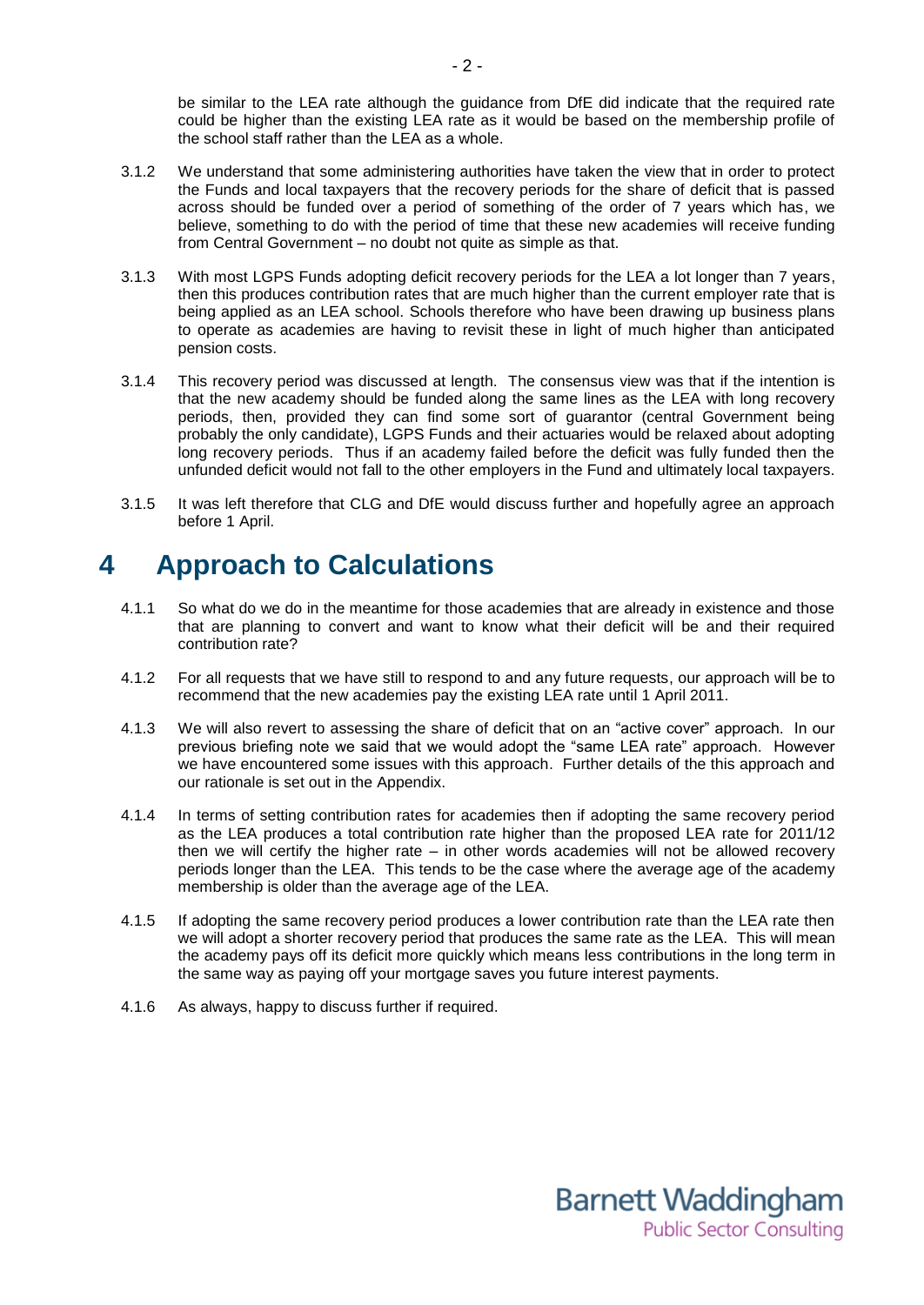be similar to the LEA rate although the guidance from DfE did indicate that the required rate could be higher than the existing LEA rate as it would be based on the membership profile of the school staff rather than the LEA as a whole.

3.1.2 We understand that some administering authorities have taken the view that in order to protect the Funds and local taxpayers that the recovery periods for the share of deficit that is passed across should be funded over a period of something of the order of 7 years which has, we believe, something to do with the period of time that these new academies will receive funding from Central Government – no doubt not quite as simple as that.

3.1.3 With most LGPS Funds adopting deficit recovery periods for the LEA a lot longer than 7 years, then this produces contribution rates that are much higher than the current employer rate that is being applied as an LEA school. Schools therefore who have been drawing up business plans to operate as academies are having to revisit these in light of much higher than anticipated pension costs.

3.1.4 This recovery period was discussed at length. The consensus view was that if the intention is that the new academy should be funded along the same lines as the LEA with long recovery periods, then, provided they can find some sort of guarantor (central Government being probably the only candidate), LGPS Funds and their actuaries would be relaxed about adopting long recovery periods. Thus if an academy failed before the deficit was fully funded then the unfunded deficit would not fall to the other employers in the Fund and ultimately local taxpayers.

3.1.5 It was left therefore that CLG and DfE would discuss further and hopefully agree an approach before 1 April.

# 4 Approach to Calculations

4.1.1 So what do we do in the meantime for those academies that are already in existence and those that are planning to convert and want to know what their deficit will be and their required contribution rate?

4.1.2 For all requests that we have still to respond to and any future requests, our approach will be to recommend that the new academies pay the existing LEA rate until 1 April 2011.

4.1.3 We will also revert to assessing the share of deficit that on an "active cover" approach. In our previous briefing note we said that we would adopt the "same LEA rate" approach. However we have encountered some issues with this approach. Further details of the this approach and our rationale is set out in the Appendix.

4.1.4 In terms of setting contribution rates for academies then if adopting the same recovery period as the LEA produces a total contribution rate higher than the proposed LEA rate for 2011/12 then we will certify the higher rate – in other words academies will not be allowed recovery periods longer than the LEA. This tends to be the case where the average age of the academy membership is older than the average age of the LEA.

4.1.5 If adopting the same recovery period produces a lower contribution rate than the LEA rate then we will adopt a shorter recovery period that produces the same rate as the LEA. This will mean the academy pays off its deficit more quickly which means less contributions in the long term in the same way as paying off your mortgage saves you future interest payments.

4.1.6 As always, happy to discuss further if required.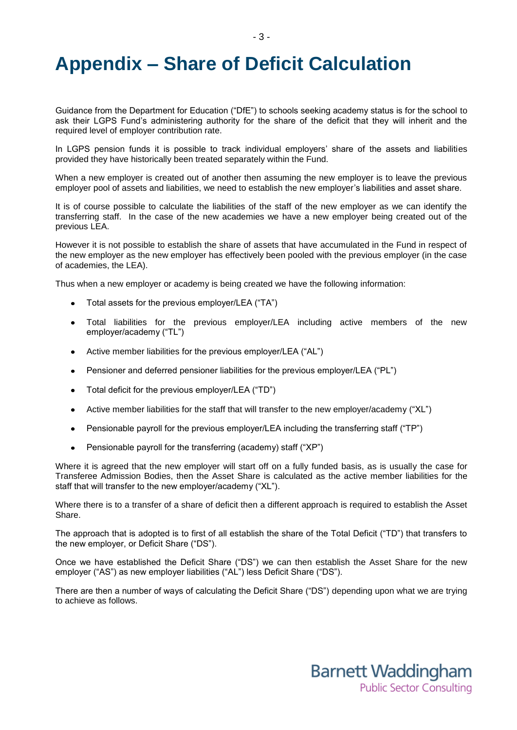# Appendix – Share of Deficit Calculation

Guidance from the Department for Education ("DfE") to schools seeking academy status is for the school to ask their LGPS Fund's administering authority for the share of the deficit that they will inherit and the required level of employer contribution rate.

In LGPS pension funds it is possible to track individual employers' share of the assets and liabilities provided they have historically been treated separately within the Fund.

When a new employer is created out of another then assuming the new employer is to leave the previous employer pool of assets and liabilities, we need to establish the new employer's liabilities and asset share.

It is of course possible to calculate the liabilities of the staff of the new employer as we can identify the transferring staff. In the case of the new academies we have a new employer being created out of the previous LEA.

However it is not possible to establish the share of assets that have accumulated in the Fund in respect of the new employer as the new employer has effectively been pooled with the previous employer (in the case of academies, the LEA).

Thus when a new employer or academy is being created we have the following information:

- Total assets for the previous employer/LEA ("TA")
- Total liabilities for the previous employer/LEA including active members of the new employer/academy ("TL")
- Active member liabilities for the previous employer/LEA ("AL")
- Pensioner and deferred pensioner liabilities for the previous employer/LEA ("PL")
- Total deficit for the previous employer/LEA ("TD")
- Active member liabilities for the staff that will transfer to the new employer/academy ("XL")
- Pensionable payroll for the previous employer/LEA including the transferring staff ("TP")
- Pensionable payroll for the transferring (academy) staff ("XP")

Where it is agreed that the new employer will start off on a fully funded basis, as is usually the case for Transferee Admission Bodies, then the Asset Share is calculated as the active member liabilities for the staff that will transfer to the new employer/academy ("XL").

Where there is to a transfer of a share of deficit then a different approach is required to establish the Asset Share.

The approach that is adopted is to first of all establish the share of the Total Deficit ("TD") that transfers to the new employer, or Deficit Share ("DS").

Once we have established the Deficit Share ("DS") we can then establish the Asset Share for the new employer ("AS") as new employer liabilities ("AL") less Deficit Share ("DS").

There are then a number of ways of calculating the Deficit Share ("DS") depending upon what we are trying to achieve as follows.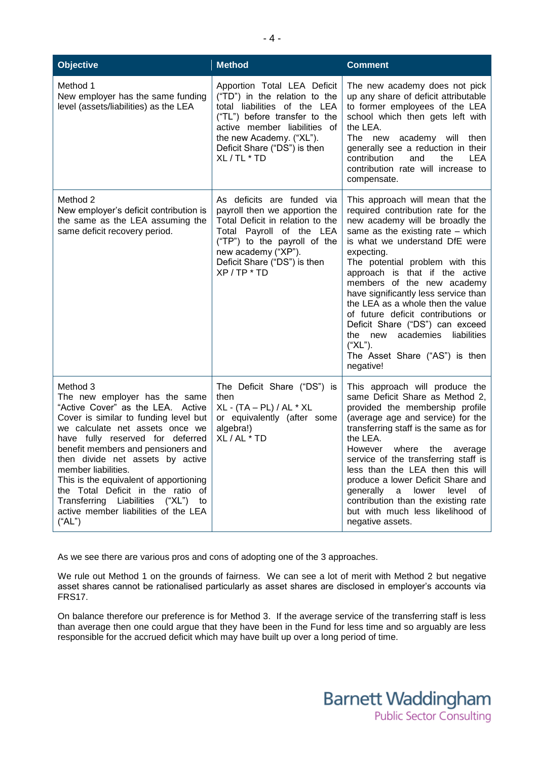| Objective | Method | Comment |
|---|---|---|
| Method 1<br>New employer has the same funding level (assets/liabilities) as the LEA | Apportion Total LEA Deficit ("TD") in the relation to the total liabilities of the LEA ("TL") before transfer to the active member liabilities of the new Academy. ("XL").<br>Deficit Share ("DS") is then XL / TL * TD | The new academy does not pick up any share of deficit attributable to former employees of the LEA school which then gets left with the LEA.<br>The new academy will then generally see a reduction in their contribution and the LEA contribution rate will increase to compensate. |
| Method 2<br>New employer's deficit contribution is the same as the LEA assuming the same deficit recovery period. | As deficits are funded via payroll then we apportion the Total Deficit in relation to the Total Payroll of the LEA ("TP") to the payroll of the new academy ("XP").<br>Deficit Share ("DS") is then XP / TP * TD | This approach will mean that the required contribution rate for the new academy will be broadly the same as the existing rate – which is what we understand DfE were expecting.<br>The potential problem with this approach is that if the active members of the new academy have significantly less service than the LEA as a whole then the value of future deficit contributions or Deficit Share ("DS") can exceed the new academies liabilities ("XL").<br>The Asset Share ("AS") is then negative! |
| Method 3<br>The new employer has the same "Active Cover" as the LEA. Active Cover is similar to funding level but we calculate net assets once we have fully reserved for deferred benefit members and pensioners and then divide net assets by active member liabilities.<br>This is the equivalent of apportioning the Total Deficit in the ratio of Transferring Liabilities ("XL") to active member liabilities of the LEA ("AL") | The Deficit Share ("DS") is then<br>XL - (TA – PL) / AL * XL<br>or equivalently (after some algebra!)<br>XL / AL * TD | This approach will produce the same Deficit Share as Method 2, provided the membership profile (average age and service) for the transferring staff is the same as for the LEA.<br>However where the average service of the transferring staff is less than the LEA then this will produce a lower Deficit Share and generally a lower level of contribution than the existing rate but with much less likelihood of negative assets. |

As we see there are various pros and cons of adopting one of the 3 approaches.

We rule out Method 1 on the grounds of fairness. We can see a lot of merit with Method 2 but negative asset shares cannot be rationalised particularly as asset shares are disclosed in employer's accounts via FRS17.

On balance therefore our preference is for Method 3. If the average service of the transferring staff is less than average then one could argue that they have been in the Fund for less time and so arguably are less responsible for the accrued deficit which may have built up over a long period of time.